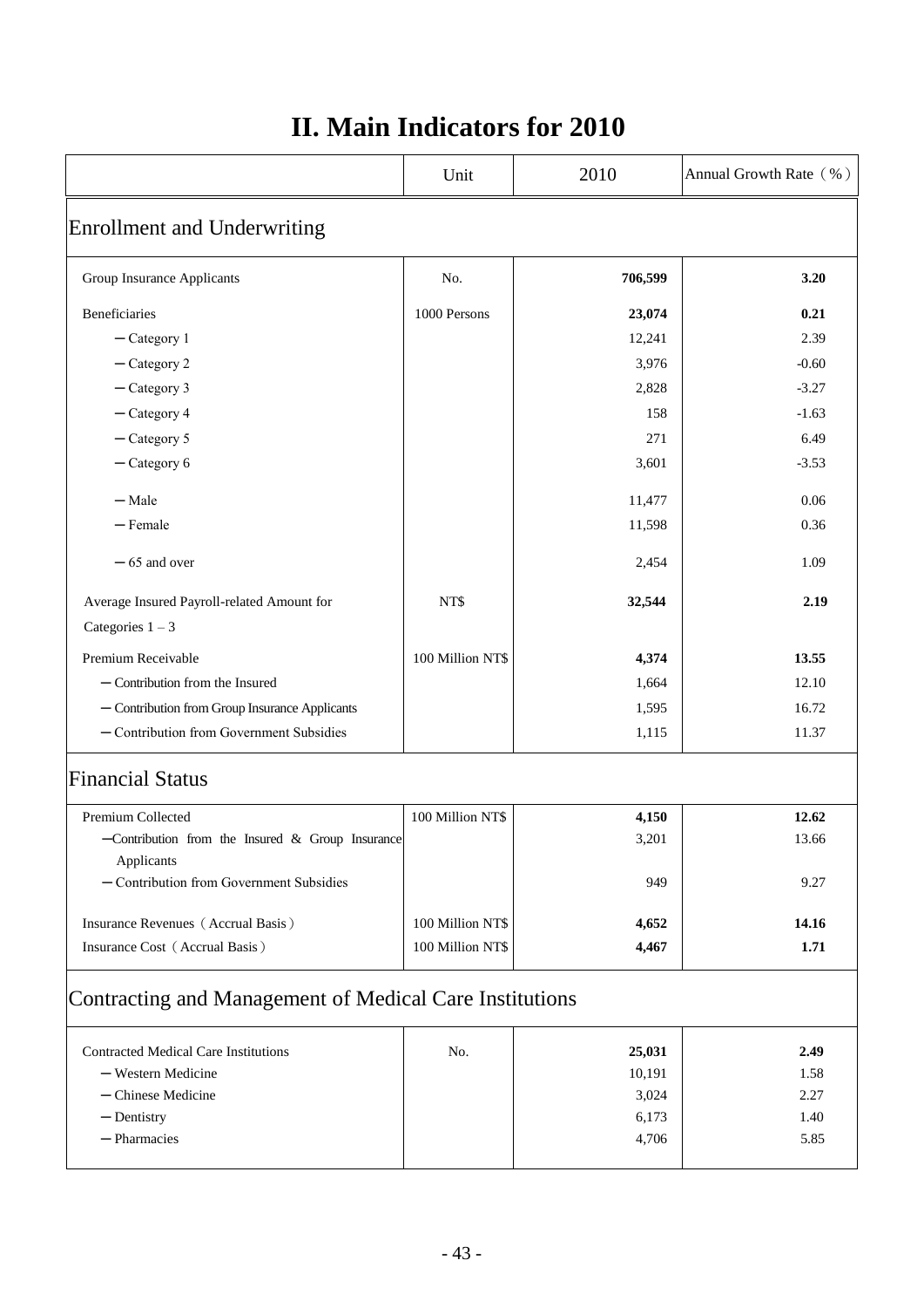# II. Main Indicators for 2010

| | Unit | 2010 | Annual Growth Rate（%） |
|---|---|---|---|
| **Enrollment and Underwriting** | | | |
| Group Insurance Applicants | No. | **706,599** | **3.20** |
| Beneficiaries | 1000 Persons | **23,074** | **0.21** |
| －Category 1 | | 12,241 | 2.39 |
| －Category 2 | | 3,976 | -0.60 |
| －Category 3 | | 2,828 | -3.27 |
| －Category 4 | | 158 | -1.63 |
| －Category 5 | | 271 | 6.49 |
| －Category 6 | | 3,601 | -3.53 |
| －Male | | 11,477 | 0.06 |
| －Female | | 11,598 | 0.36 |
| －65 and over | | 2,454 | 1.09 |
| Average Insured Payroll-related Amount for Categories 1 – 3 | NT$ | **32,544** | **2.19** |
| Premium Receivable | 100 Million NT$ | **4,374** | **13.55** |
| －Contribution from the Insured | | 1,664 | 12.10 |
| －Contribution from Group Insurance Applicants | | 1,595 | 16.72 |
| －Contribution from Government Subsidies | | 1,115 | 11.37 |
| **Financial Status** | | | |
| Premium Collected | 100 Million NT$ | **4,150** | **12.62** |
| －Contribution from the Insured & Group Insurance Applicants | | 3,201 | 13.66 |
| －Contribution from Government Subsidies | | 949 | 9.27 |
| Insurance Revenues（Accrual Basis） | 100 Million NT$ | **4,652** | **14.16** |
| Insurance Cost（Accrual Basis） | 100 Million NT$ | **4,467** | **1.71** |
| **Contracting and Management of Medical Care Institutions** | | | |
| Contracted Medical Care Institutions | No. | **25,031** | **2.49** |
| －Western Medicine | | 10,191 | 1.58 |
| －Chinese Medicine | | 3,024 | 2.27 |
| －Dentistry | | 6,173 | 1.40 |
| －Pharmacies | | 4,706 | 5.85 |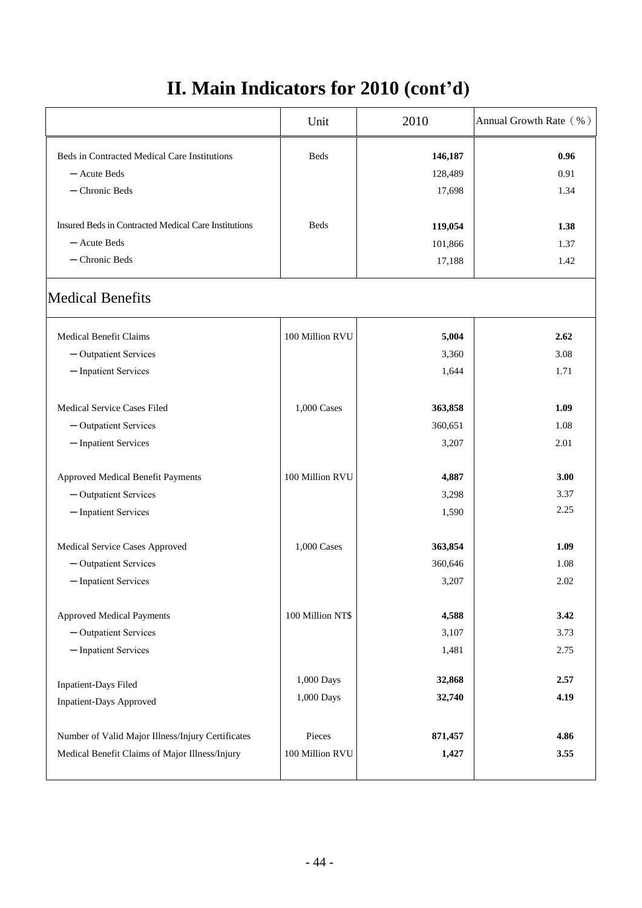# II. Main Indicators for 2010 (cont'd)

| | Unit | 2010 | Annual Growth Rate（%） |
|---|---|---|---|
| Beds in Contracted Medical Care Institutions | Beds | **146,187** | **0.96** |
| －Acute Beds | | 128,489 | 0.91 |
| －Chronic Beds | | 17,698 | 1.34 |
| Insured Beds in Contracted Medical Care Institutions | Beds | **119,054** | **1.38** |
| －Acute Beds | | 101,866 | 1.37 |
| －Chronic Beds | | 17,188 | 1.42 |
| **Medical Benefits** | | | |
| Medical Benefit Claims | 100 Million RVU | **5,004** | **2.62** |
| －Outpatient Services | | 3,360 | 3.08 |
| －Inpatient Services | | 1,644 | 1.71 |
| Medical Service Cases Filed | 1,000 Cases | **363,858** | **1.09** |
| －Outpatient Services | | 360,651 | 1.08 |
| －Inpatient Services | | 3,207 | 2.01 |
| Approved Medical Benefit Payments | 100 Million RVU | **4,887** | **3.00** |
| －Outpatient Services | | 3,298 | 3.37 |
| －Inpatient Services | | 1,590 | 2.25 |
| Medical Service Cases Approved | 1,000 Cases | **363,854** | **1.09** |
| －Outpatient Services | | 360,646 | 1.08 |
| －Inpatient Services | | 3,207 | 2.02 |
| Approved Medical Payments | 100 Million NT$ | **4,588** | **3.42** |
| －Outpatient Services | | 3,107 | 3.73 |
| －Inpatient Services | | 1,481 | 2.75 |
| Inpatient-Days Filed | 1,000 Days | **32,868** | **2.57** |
| Inpatient-Days Approved | 1,000 Days | **32,740** | **4.19** |
| Number of Valid Major Illness/Injury Certificates | Pieces | **871,457** | **4.86** |
| Medical Benefit Claims of Major Illness/Injury | 100 Million RVU | **1,427** | **3.55** |